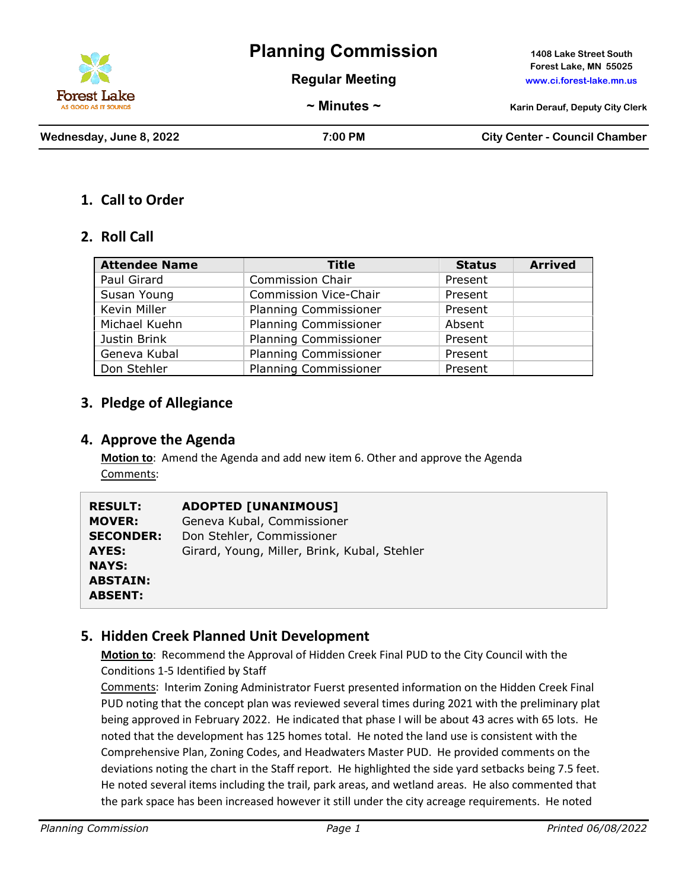# Planning Commission

**Regular Meeting**

**~ Minutes ~**

**1408 Lake Street South**
**Forest Lake, MN 55025**
**www.ci.forest-lake.mn.us**

**Karin Derauf, Deputy City Clerk**

| **Wednesday, June 8, 2022** | **7:00 PM** | **City Center - Council Chamber** |
|---|---|---|

## 1. Call to Order

## 2. Roll Call

| Attendee Name | Title | Status | Arrived |
|---|---|---|---|
| Paul Girard | Commission Chair | Present | |
| Susan Young | Commission Vice-Chair | Present | |
| Kevin Miller | Planning Commissioner | Present | |
| Michael Kuehn | Planning Commissioner | Absent | |
| Justin Brink | Planning Commissioner | Present | |
| Geneva Kubal | Planning Commissioner | Present | |
| Don Stehler | Planning Commissioner | Present | |

## 3. Pledge of Allegiance

## 4. Approve the Agenda

**Motion to**: Amend the Agenda and add new item 6. Other and approve the Agenda

Comments:

| | |
|---|---|
| **RESULT:** | **ADOPTED [UNANIMOUS]** |
| **MOVER:** | Geneva Kubal, Commissioner |
| **SECONDER:** | Don Stehler, Commissioner |
| **AYES:** | Girard, Young, Miller, Brink, Kubal, Stehler |
| **NAYS:** | |
| **ABSTAIN:** | |
| **ABSENT:** | |

## 5. Hidden Creek Planned Unit Development

**Motion to**: Recommend the Approval of Hidden Creek Final PUD to the City Council with the Conditions 1-5 Identified by Staff

Comments: Interim Zoning Administrator Fuerst presented information on the Hidden Creek Final PUD noting that the concept plan was reviewed several times during 2021 with the preliminary plat being approved in February 2022. He indicated that phase I will be about 43 acres with 65 lots. He noted that the development has 125 homes total. He noted the land use is consistent with the Comprehensive Plan, Zoning Codes, and Headwaters Master PUD. He provided comments on the deviations noting the chart in the Staff report. He highlighted the side yard setbacks being 7.5 feet. He noted several items including the trail, park areas, and wetland areas. He also commented that the park space has been increased however it still under the city acreage requirements. He noted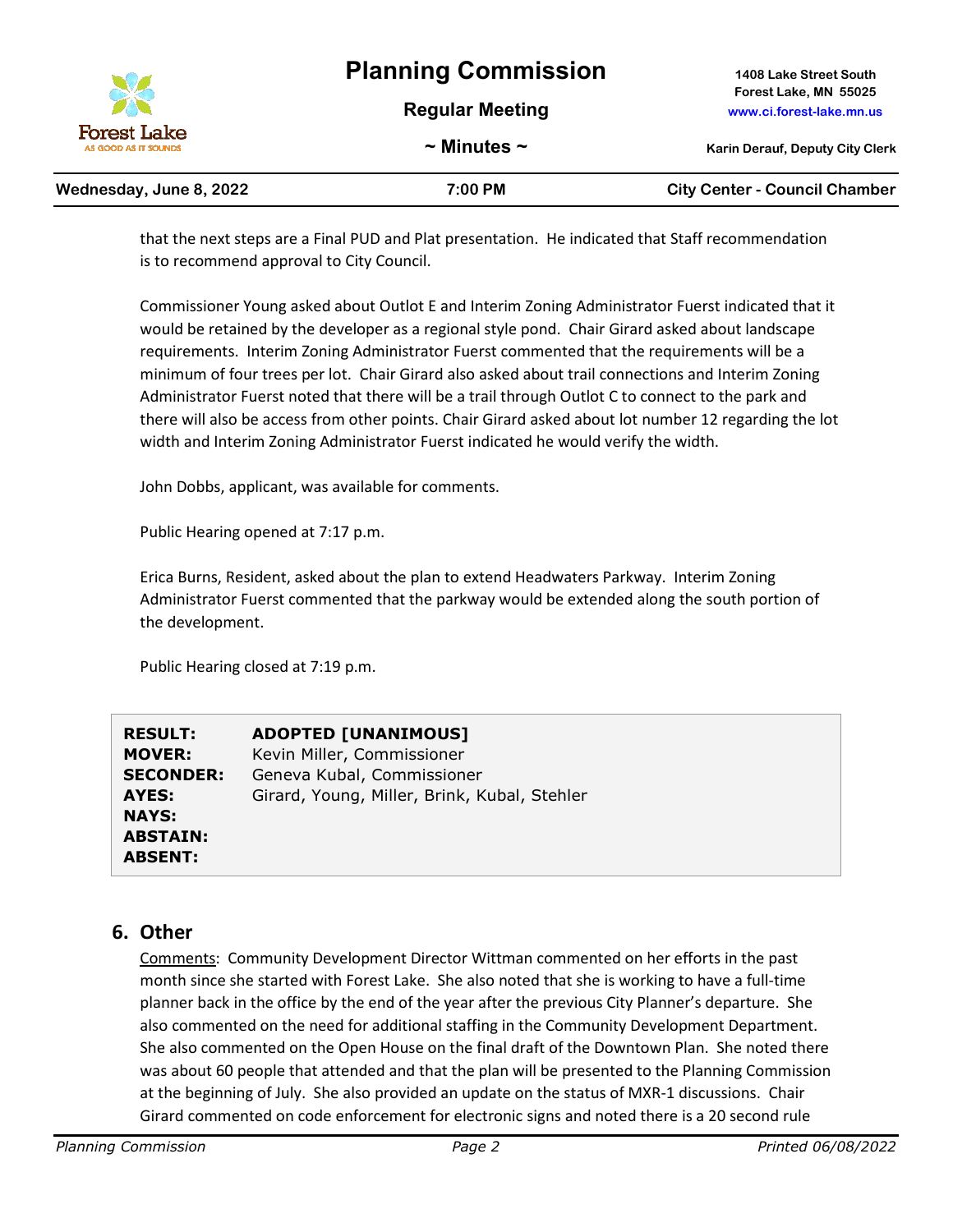that the next steps are a Final PUD and Plat presentation. He indicated that Staff recommendation is to recommend approval to City Council.

Commissioner Young asked about Outlot E and Interim Zoning Administrator Fuerst indicated that it would be retained by the developer as a regional style pond. Chair Girard asked about landscape requirements. Interim Zoning Administrator Fuerst commented that the requirements will be a minimum of four trees per lot. Chair Girard also asked about trail connections and Interim Zoning Administrator Fuerst noted that there will be a trail through Outlot C to connect to the park and there will also be access from other points. Chair Girard asked about lot number 12 regarding the lot width and Interim Zoning Administrator Fuerst indicated he would verify the width.

John Dobbs, applicant, was available for comments.

Public Hearing opened at 7:17 p.m.

Erica Burns, Resident, asked about the plan to extend Headwaters Parkway. Interim Zoning Administrator Fuerst commented that the parkway would be extended along the south portion of the development.

Public Hearing closed at 7:19 p.m.

| | |
|---|---|
| **RESULT:** | **ADOPTED [UNANIMOUS]** |
| **MOVER:** | Kevin Miller, Commissioner |
| **SECONDER:** | Geneva Kubal, Commissioner |
| **AYES:** | Girard, Young, Miller, Brink, Kubal, Stehler |
| **NAYS:** | |
| **ABSTAIN:** | |
| **ABSENT:** | |

## 6. Other

Comments: Community Development Director Wittman commented on her efforts in the past month since she started with Forest Lake. She also noted that she is working to have a full-time planner back in the office by the end of the year after the previous City Planner's departure. She also commented on the need for additional staffing in the Community Development Department. She also commented on the Open House on the final draft of the Downtown Plan. She noted there was about 60 people that attended and that the plan will be presented to the Planning Commission at the beginning of July. She also provided an update on the status of MXR-1 discussions. Chair Girard commented on code enforcement for electronic signs and noted there is a 20 second rule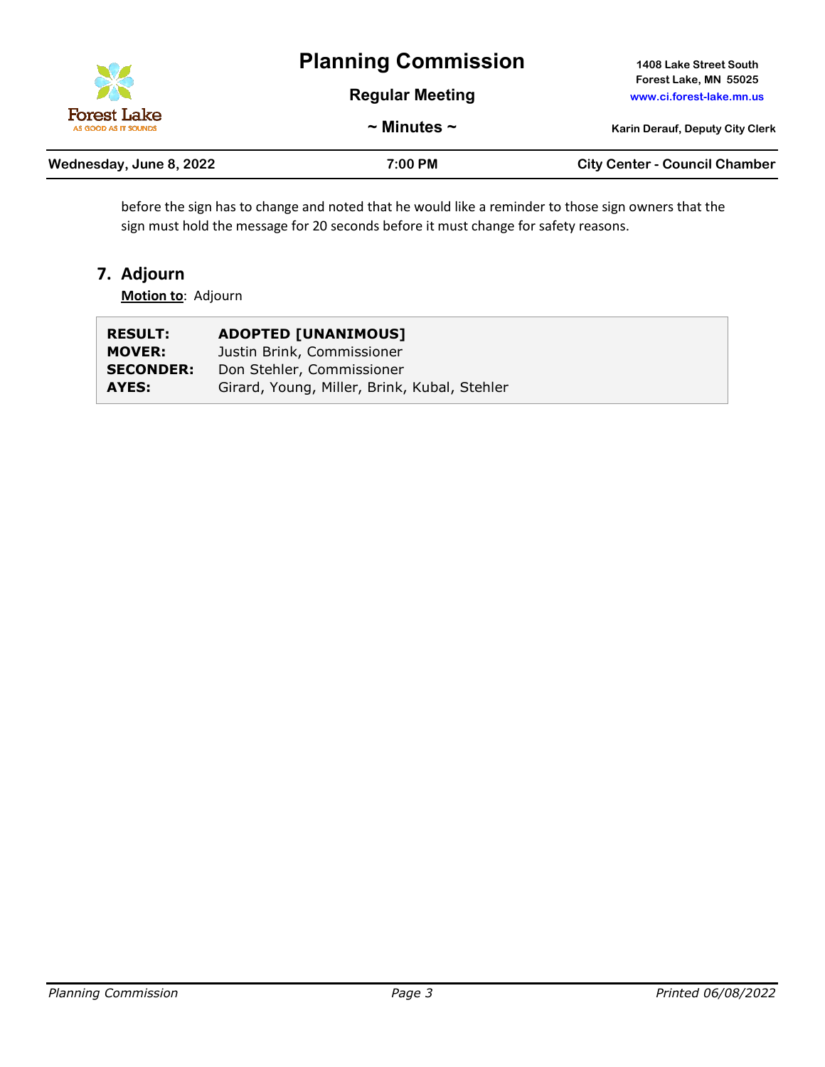before the sign has to change and noted that he would like a reminder to those sign owners that the sign must hold the message for 20 seconds before it must change for safety reasons.

## 7. Adjourn

**Motion to**: Adjourn

| | |
|---|---|
| **RESULT:** | **ADOPTED [UNANIMOUS]** |
| **MOVER:** | Justin Brink, Commissioner |
| **SECONDER:** | Don Stehler, Commissioner |
| **AYES:** | Girard, Young, Miller, Brink, Kubal, Stehler |